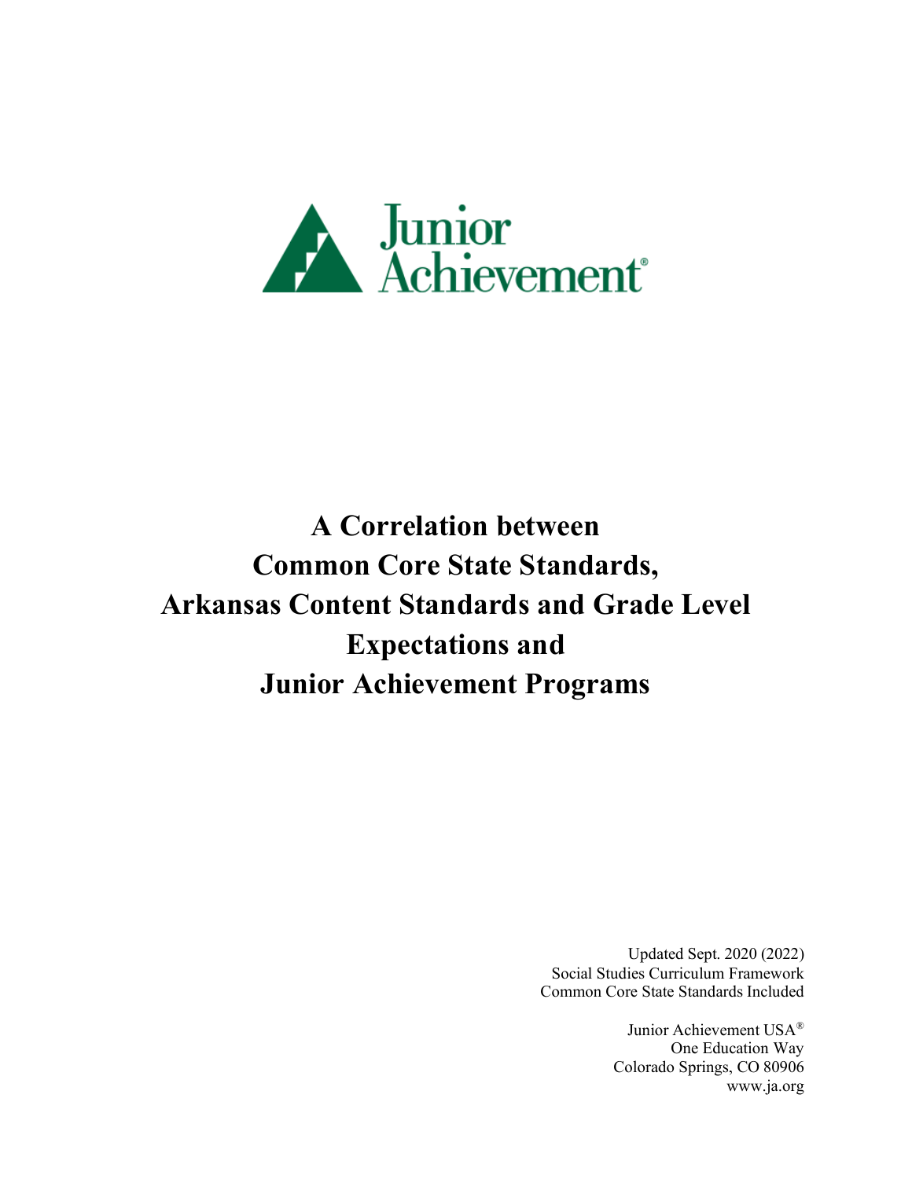Junior Achievement®

# A Correlation between Common Core State Standards, Arkansas Content Standards and Grade Level Expectations and Junior Achievement Programs

Updated Sept. 2020 (2022)
Social Studies Curriculum Framework
Common Core State Standards Included

Junior Achievement USA®
One Education Way
Colorado Springs, CO 80906
www.ja.org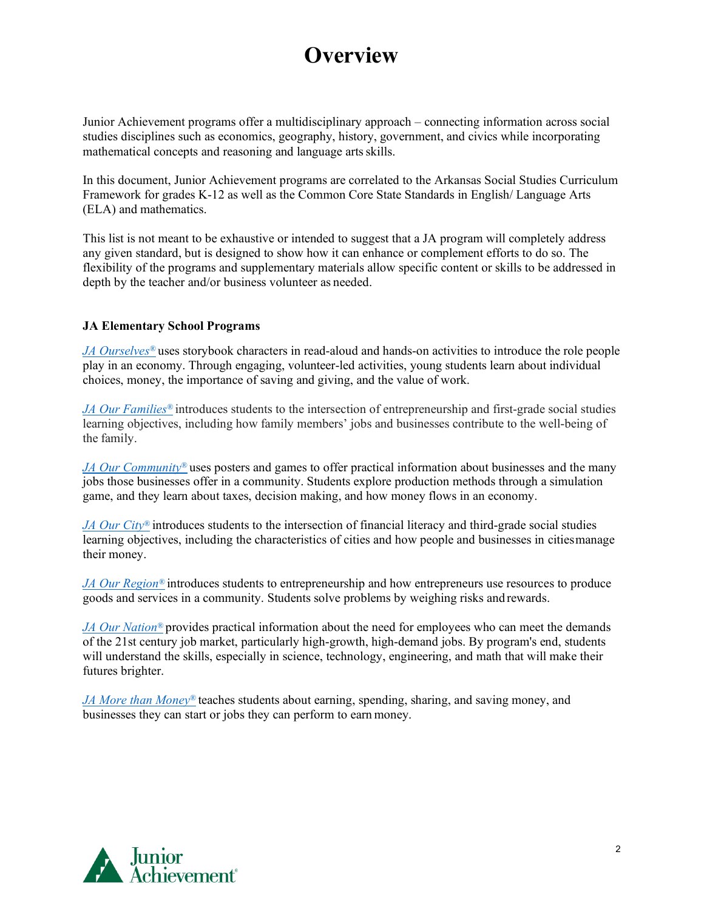# Overview

Junior Achievement programs offer a multidisciplinary approach – connecting information across social studies disciplines such as economics, geography, history, government, and civics while incorporating mathematical concepts and reasoning and language arts skills.

In this document, Junior Achievement programs are correlated to the Arkansas Social Studies Curriculum Framework for grades K-12 as well as the Common Core State Standards in English/ Language Arts (ELA) and mathematics.

This list is not meant to be exhaustive or intended to suggest that a JA program will completely address any given standard, but is designed to show how it can enhance or complement efforts to do so. The flexibility of the programs and supplementary materials allow specific content or skills to be addressed in depth by the teacher and/or business volunteer as needed.

**JA Elementary School Programs**

*JA Ourselves®* uses storybook characters in read-aloud and hands-on activities to introduce the role people play in an economy. Through engaging, volunteer-led activities, young students learn about individual choices, money, the importance of saving and giving, and the value of work.

*JA Our Families®* introduces students to the intersection of entrepreneurship and first-grade social studies learning objectives, including how family members' jobs and businesses contribute to the well-being of the family.

*JA Our Community®* uses posters and games to offer practical information about businesses and the many jobs those businesses offer in a community. Students explore production methods through a simulation game, and they learn about taxes, decision making, and how money flows in an economy.

*JA Our City®* introduces students to the intersection of financial literacy and third-grade social studies learning objectives, including the characteristics of cities and how people and businesses in cities manage their money.

*JA Our Region®* introduces students to entrepreneurship and how entrepreneurs use resources to produce goods and services in a community. Students solve problems by weighing risks and rewards.

*JA Our Nation®* provides practical information about the need for employees who can meet the demands of the 21st century job market, particularly high-growth, high-demand jobs. By program's end, students will understand the skills, especially in science, technology, engineering, and math that will make their futures brighter.

*JA More than Money®* teaches students about earning, spending, sharing, and saving money, and businesses they can start or jobs they can perform to earn money.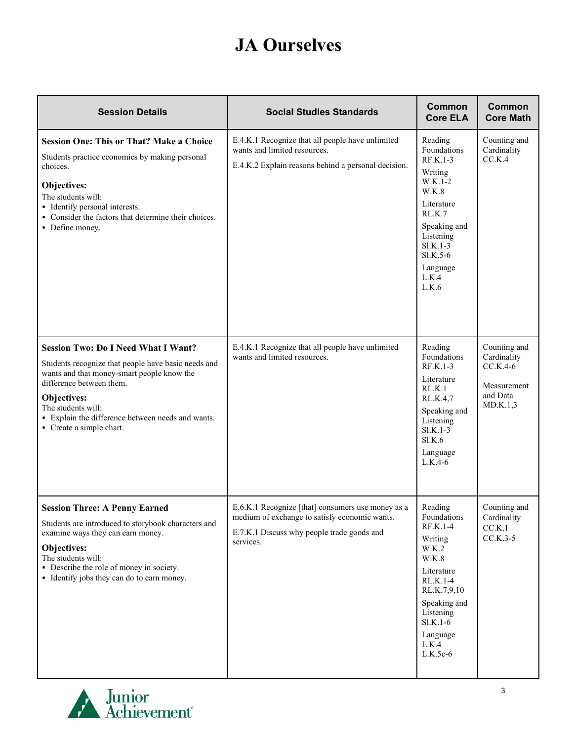# JA Ourselves

| Session Details | Social Studies Standards | Common Core ELA | Common Core Math |
|---|---|---|---|
| **Session One: This or That? Make a Choice**<br>Students practice economics by making personal choices.<br>**Objectives:**<br>The students will:<br>▪ Identify personal interests.<br>▪ Consider the factors that determine their choices.<br>▪ Define money. | E.4.K.1 Recognize that all people have unlimited wants and limited resources.<br>E.4.K.2 Explain reasons behind a personal decision. | Reading Foundations RF.K.1-3<br>Writing W.K.1-2 W.K.8<br>Literature RL.K.7<br>Speaking and Listening Sl.K.1-3 Sl.K.5-6<br>Language L.K.4 L.K.6 | Counting and Cardinality CC.K.4 |
| **Session Two: Do I Need What I Want?**<br>Students recognize that people have basic needs and wants and that money-smart people know the difference between them.<br>**Objectives:**<br>The students will:<br>▪ Explain the difference between needs and wants.<br>▪ Create a simple chart. | E.4.K.1 Recognize that all people have unlimited wants and limited resources. | Reading Foundations RF.K.1-3<br>Literature RL.K.1 RL.K.4,7<br>Speaking and Listening Sl.K.1-3 Sl.K.6<br>Language L.K.4-6 | Counting and Cardinality CC.K.4-6<br>Measurement and Data MD.K.1,3 |
| **Session Three: A Penny Earned**<br>Students are introduced to storybook characters and examine ways they can earn money.<br>**Objectives:**<br>The students will:<br>▪ Describe the role of money in society.<br>▪ Identify jobs they can do to earn money. | E.6.K.1 Recognize [that] consumers use money as a medium of exchange to satisfy economic wants.<br>E.7.K.1 Discuss why people trade goods and services. | Reading Foundations RF.K.1-4<br>Writing W.K.2 W.K.8<br>Literature RL.K.1-4 RL.K.7,9,10<br>Speaking and Listening Sl.K.1-6<br>Language L.K.4 L.K.5c-6 | Counting and Cardinality CC.K.1 CC.K.3-5 |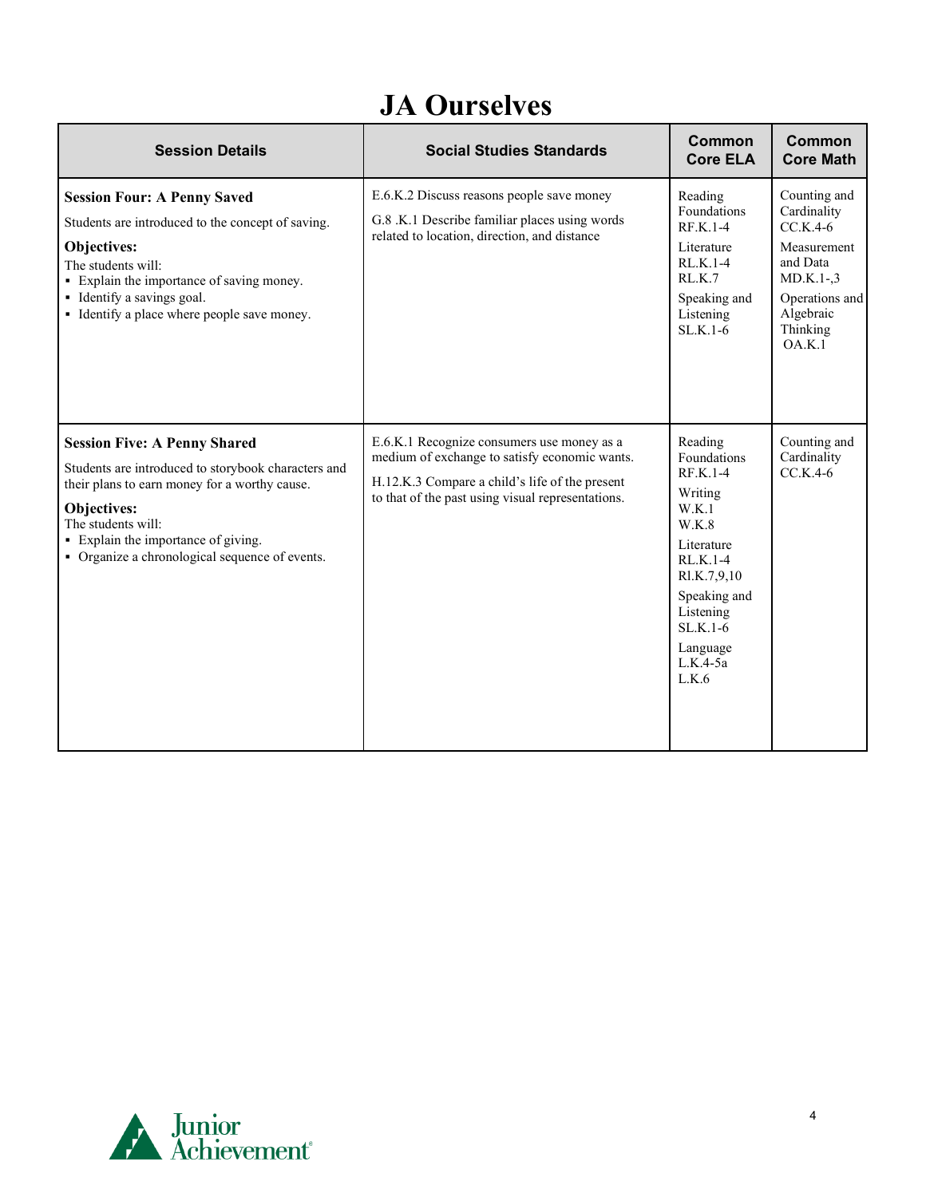# JA Ourselves

| Session Details | Social Studies Standards | Common Core ELA | Common Core Math |
|---|---|---|---|
| **Session Four: A Penny Saved**<br>Students are introduced to the concept of saving.<br>**Objectives:**<br>The students will:<br>▪ Explain the importance of saving money.<br>▪ Identify a savings goal.<br>▪ Identify a place where people save money. | E.6.K.2 Discuss reasons people save money<br>G.8 .K.1 Describe familiar places using words related to location, direction, and distance | Reading Foundations RF.K.1-4<br>Literature RL.K.1-4 RL.K.7<br>Speaking and Listening SL.K.1-6 | Counting and Cardinality CC.K.4-6<br>Measurement and Data MD.K.1-,3<br>Operations and Algebraic Thinking OA.K.1 |
| **Session Five: A Penny Shared**<br>Students are introduced to storybook characters and their plans to earn money for a worthy cause.<br>**Objectives:**<br>The students will:<br>▪ Explain the importance of giving.<br>▪ Organize a chronological sequence of events. | E.6.K.1 Recognize consumers use money as a medium of exchange to satisfy economic wants.<br>H.12.K.3 Compare a child's life of the present to that of the past using visual representations. | Reading Foundations RF.K.1-4<br>Writing W.K.1 W.K.8<br>Literature RL.K.1-4 Rl.K.7,9,10<br>Speaking and Listening SL.K.1-6<br>Language L.K.4-5a L.K.6 | Counting and Cardinality CC.K.4-6 |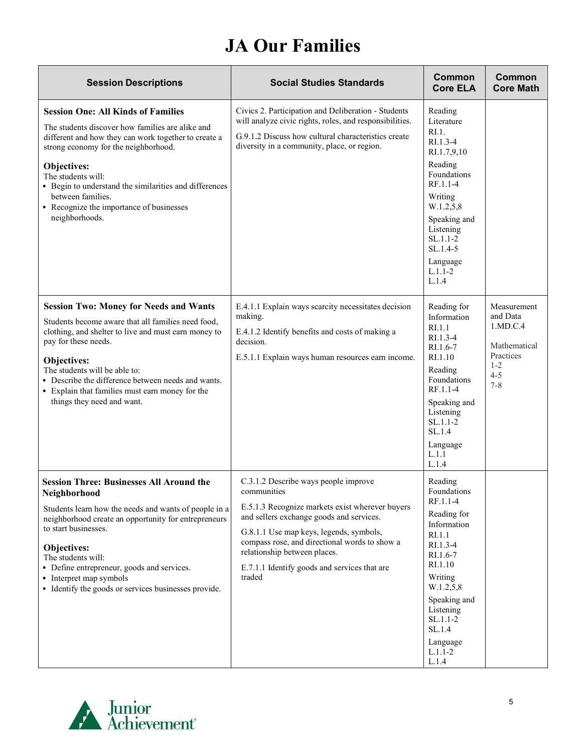# JA Our Families

| Session Descriptions | Social Studies Standards | Common Core ELA | Common Core Math |
|---|---|---|---|
| **Session One: All Kinds of Families**<br>The students discover how families are alike and different and how they can work together to create a strong economy for the neighborhood.<br>**Objectives:**<br>The students will:<br>▪ Begin to understand the similarities and differences between families.<br>▪ Recognize the importance of businesses neighborhoods. | Civics 2. Participation and Deliberation - Students will analyze civic rights, roles, and responsibilities.<br>G.9.1.2 Discuss how cultural characteristics create diversity in a community, place, or region. | Reading Literature<br>RI.1.<br>RI.1.3-4<br>RI.1.7,9,10<br>Reading Foundations<br>RF.1.1-4<br>Writing<br>W.1.2,5,8<br>Speaking and Listening<br>SL.1.1-2<br>SL.1.4-5<br>Language<br>L.1.1-2<br>L.1.4 | |
| **Session Two: Money for Needs and Wants**<br>Students become aware that all families need food, clothing, and shelter to live and must earn money to pay for these needs.<br>**Objectives:**<br>The students will be able to:<br>▪ Describe the difference between needs and wants.<br>▪ Explain that families must earn money for the things they need and want. | E.4.1.1 Explain ways scarcity necessitates decision making.<br>E.4.1.2 Identify benefits and costs of making a decision.<br>E.5.1.1 Explain ways human resources earn income. | Reading for Information<br>RI.1.1<br>RI.1.3-4<br>RI.1.6-7<br>RI.1.10<br>Reading Foundations<br>RF.1.1-4<br>Speaking and Listening<br>SL.1.1-2<br>SL.1.4<br>Language<br>L.1.1<br>L.1.4 | Measurement and Data<br>1.MD.C.4<br><br>Mathematical Practices<br>1-2<br>4-5<br>7-8 |
| **Session Three: Businesses All Around the Neighborhood**<br>Students learn how the needs and wants of people in a neighborhood create an opportunity for entrepreneurs to start businesses.<br>**Objectives:**<br>The students will:<br>▪ Define entrepreneur, goods and services.<br>▪ Interpret map symbols<br>▪ Identify the goods or services businesses provide. | C.3.1.2 Describe ways people improve communities<br>E.5.1.3 Recognize markets exist wherever buyers and sellers exchange goods and services.<br>G.8.1.1 Use map keys, legends, symbols, compass rose, and directional words to show a relationship between places.<br>E.7.1.1 Identify goods and services that are traded | Reading Foundations<br>RF.1.1-4<br>Reading for Information<br>RI.1.1<br>RI.1.3-4<br>RI.1.6-7<br>RI.1.10<br>Writing<br>W.1.2,5,8<br>Speaking and Listening<br>SL.1.1-2<br>SL.1.4<br>Language<br>L.1.1-2<br>L.1.4 | |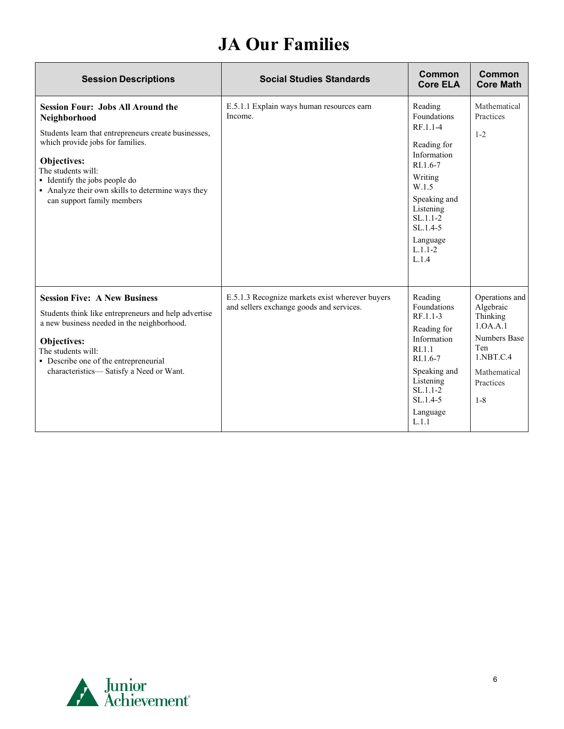# JA Our Families

| Session Descriptions | Social Studies Standards | Common Core ELA | Common Core Math |
|---|---|---|---|
| **Session Four: Jobs All Around the Neighborhood**<br><br>Students learn that entrepreneurs create businesses, which provide jobs for families.<br><br>**Objectives:**<br>The students will:<br>▪ Identify the jobs people do<br>▪ Analyze their own skills to determine ways they can support family members | E.5.1.1 Explain ways human resources earn Income. | Reading Foundations RF.1.1-4<br><br>Reading for Information RI.1.6-7<br><br>Writing W.1.5<br><br>Speaking and Listening SL.1.1-2 SL.1.4-5<br><br>Language L.1.1-2 L.1.4 | Mathematical Practices<br><br>1-2 |
| **Session Five: A New Business**<br><br>Students think like entrepreneurs and help advertise a new business needed in the neighborhood.<br><br>**Objectives:**<br>The students will:<br>▪ Describe one of the entrepreneurial characteristics— Satisfy a Need or Want. | E.5.1.3 Recognize markets exist wherever buyers and sellers exchange goods and services. | Reading Foundations RF.1.1-3<br><br>Reading for Information RI.1.1 RI.1.6-7<br><br>Speaking and Listening SL.1.1-2 SL.1.4-5<br><br>Language L.1.1 | Operations and Algebraic Thinking 1.OA.A.1<br><br>Numbers Base Ten 1.NBT.C.4<br><br>Mathematical Practices<br><br>1-8 |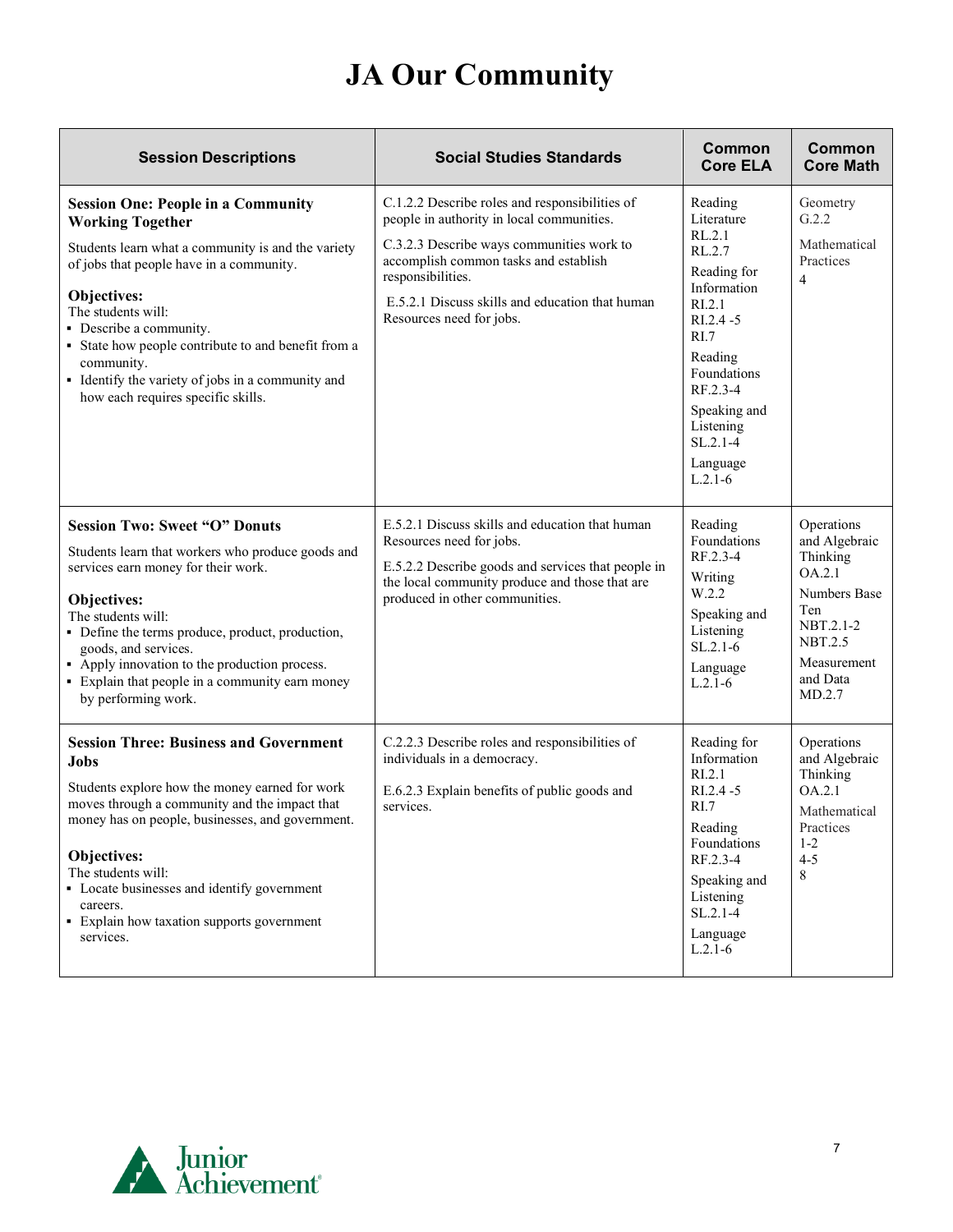# JA Our Community

| Session Descriptions | Social Studies Standards | Common Core ELA | Common Core Math |
|---|---|---|---|
| **Session One: People in a Community Working Together**<br><br>Students learn what a community is and the variety of jobs that people have in a community.<br><br>**Objectives:**<br>The students will:<br>▪ Describe a community.<br>▪ State how people contribute to and benefit from a community.<br>▪ Identify the variety of jobs in a community and how each requires specific skills. | C.1.2.2 Describe roles and responsibilities of people in authority in local communities.<br><br>C.3.2.3 Describe ways communities work to accomplish common tasks and establish responsibilities.<br><br>E.5.2.1 Discuss skills and education that human Resources need for jobs. | Reading Literature RL.2.1 RL.2.7<br><br>Reading for Information RI.2.1 RI.2.4 -5 RI.7<br><br>Reading Foundations RF.2.3-4<br><br>Speaking and Listening SL.2.1-4<br><br>Language L.2.1-6 | Geometry G.2.2<br><br>Mathematical Practices 4 |
| **Session Two: Sweet "O" Donuts**<br><br>Students learn that workers who produce goods and services earn money for their work.<br><br>**Objectives:**<br>The students will:<br>▪ Define the terms produce, product, production, goods, and services.<br>▪ Apply innovation to the production process.<br>▪ Explain that people in a community earn money by performing work. | E.5.2.1 Discuss skills and education that human Resources need for jobs.<br><br>E.5.2.2 Describe goods and services that people in the local community produce and those that are produced in other communities. | Reading Foundations RF.2.3-4<br><br>Writing W.2.2<br><br>Speaking and Listening SL.2.1-6<br><br>Language L.2.1-6 | Operations and Algebraic Thinking OA.2.1<br><br>Numbers Base Ten NBT.2.1-2 NBT.2.5<br><br>Measurement and Data MD.2.7 |
| **Session Three: Business and Government Jobs**<br><br>Students explore how the money earned for work moves through a community and the impact that money has on people, businesses, and government.<br><br>**Objectives:**<br>The students will:<br>▪ Locate businesses and identify government careers.<br>▪ Explain how taxation supports government services. | C.2.2.3 Describe roles and responsibilities of individuals in a democracy.<br><br>E.6.2.3 Explain benefits of public goods and services. | Reading for Information RI.2.1 RI.2.4 -5 RI.7<br><br>Reading Foundations RF.2.3-4<br><br>Speaking and Listening SL.2.1-4<br><br>Language L.2.1-6 | Operations and Algebraic Thinking OA.2.1<br><br>Mathematical Practices 1-2 4-5 8 |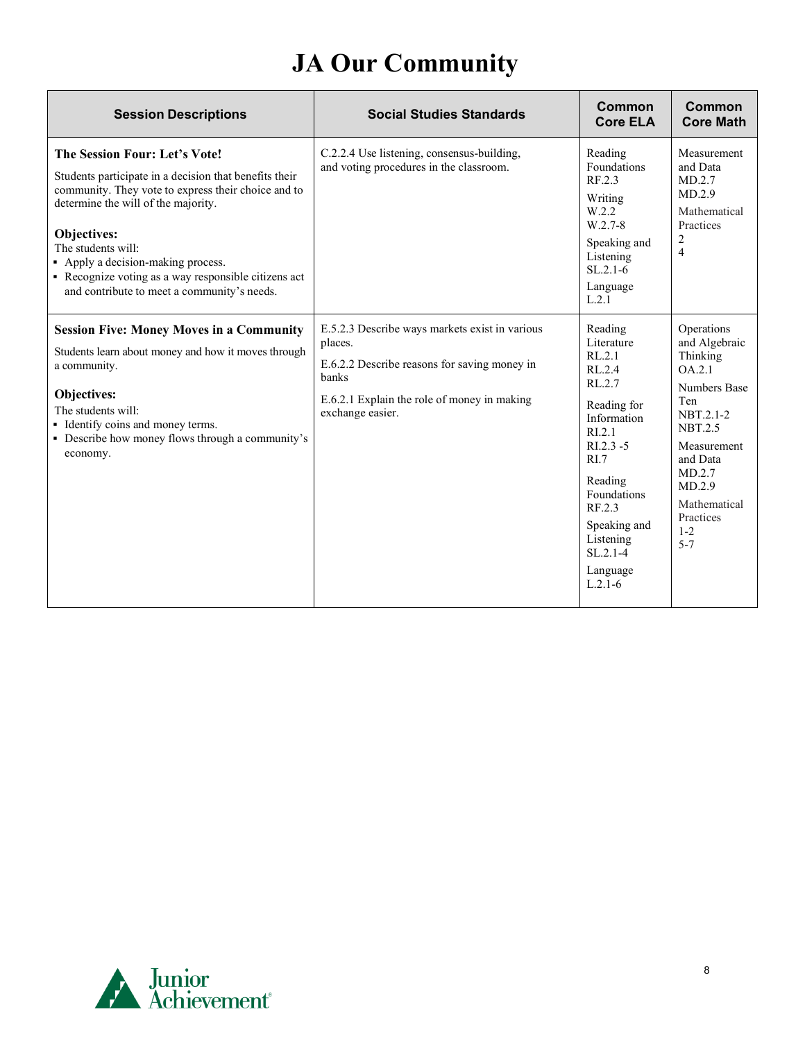# JA Our Community

| Session Descriptions | Social Studies Standards | Common Core ELA | Common Core Math |
|---|---|---|---|
| **The Session Four: Let's Vote!**<br>Students participate in a decision that benefits their community. They vote to express their choice and to determine the will of the majority.<br><br>**Objectives:**<br>The students will:<br>▪ Apply a decision-making process.<br>▪ Recognize voting as a way responsible citizens act and contribute to meet a community's needs. | C.2.2.4 Use listening, consensus-building, and voting procedures in the classroom. | Reading Foundations<br>RF.2.3<br>Writing<br>W.2.2<br>W.2.7-8<br>Speaking and Listening<br>SL.2.1-6<br>Language<br>L.2.1 | Measurement and Data<br>MD.2.7<br>MD.2.9<br>Mathematical Practices<br>2<br>4 |
| **Session Five: Money Moves in a Community**<br>Students learn about money and how it moves through a community.<br><br>**Objectives:**<br>The students will:<br>▪ Identify coins and money terms.<br>▪ Describe how money flows through a community's economy. | E.5.2.3 Describe ways markets exist in various places.<br>E.6.2.2 Describe reasons for saving money in banks<br>E.6.2.1 Explain the role of money in making exchange easier. | Reading Literature<br>RL.2.1<br>RL.2.4<br>RL.2.7<br>Reading for Information<br>RI.2.1<br>RI.2.3 -5<br>RI.7<br>Reading Foundations<br>RF.2.3<br>Speaking and Listening<br>SL.2.1-4<br>Language<br>L.2.1-6 | Operations and Algebraic Thinking<br>OA.2.1<br>Numbers Base Ten<br>NBT.2.1-2<br>NBT.2.5<br>Measurement and Data<br>MD.2.7<br>MD.2.9<br>Mathematical Practices<br>1-2<br>5-7 |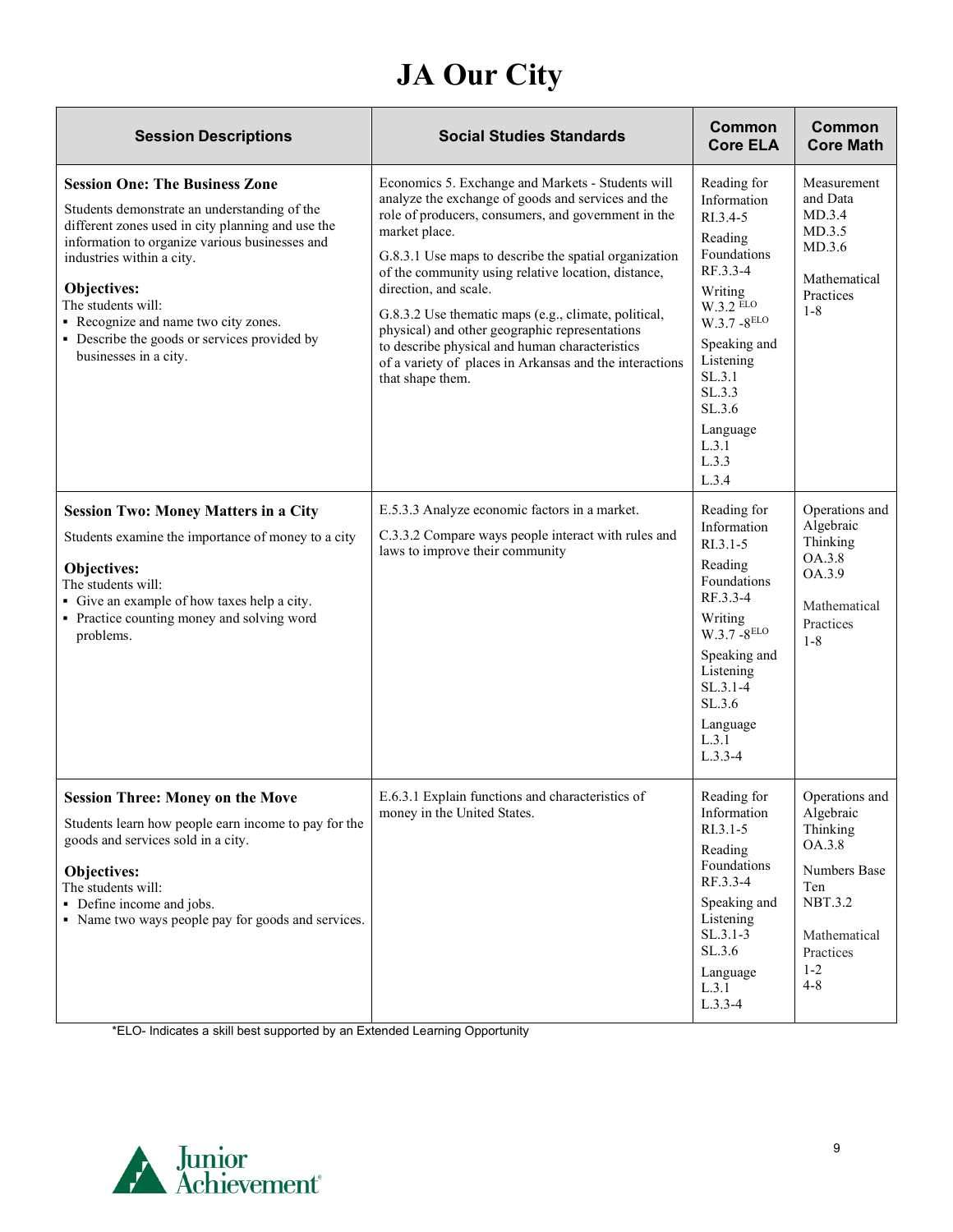# JA Our City

| Session Descriptions | Social Studies Standards | Common Core ELA | Common Core Math |
|---|---|---|---|
| **Session One: The Business Zone**<br>Students demonstrate an understanding of the different zones used in city planning and use the information to organize various businesses and industries within a city.<br>**Objectives:**<br>The students will:<br>▪ Recognize and name two city zones.<br>▪ Describe the goods or services provided by businesses in a city. | Economics 5. Exchange and Markets - Students will analyze the exchange of goods and services and the role of producers, consumers, and government in the market place.<br>G.8.3.1 Use maps to describe the spatial organization of the community using relative location, distance, direction, and scale.<br>G.8.3.2 Use thematic maps (e.g., climate, political, physical) and other geographic representations to describe physical and human characteristics of a variety of places in Arkansas and the interactions that shape them. | Reading for Information RI.3.4-5<br>Reading Foundations RF.3.3-4<br>Writing W.3.2 ELO W.3.7 -8ELO<br>Speaking and Listening SL.3.1 SL.3.3 SL.3.6<br>Language L.3.1 L.3.3 L.3.4 | Measurement and Data MD.3.4 MD.3.5 MD.3.6<br>Mathematical Practices 1-8 |
| **Session Two: Money Matters in a City**<br>Students examine the importance of money to a city<br>**Objectives:**<br>The students will:<br>▪ Give an example of how taxes help a city.<br>▪ Practice counting money and solving word problems. | E.5.3.3 Analyze economic factors in a market.<br>C.3.3.2 Compare ways people interact with rules and laws to improve their community | Reading for Information RI.3.1-5<br>Reading Foundations RF.3.3-4<br>Writing W.3.7 -8ELO<br>Speaking and Listening SL.3.1-4 SL.3.6<br>Language L.3.1 L.3.3-4 | Operations and Algebraic Thinking OA.3.8 OA.3.9<br>Mathematical Practices 1-8 |
| **Session Three: Money on the Move**<br>Students learn how people earn income to pay for the goods and services sold in a city.<br>**Objectives:**<br>The students will:<br>▪ Define income and jobs.<br>▪ Name two ways people pay for goods and services. | E.6.3.1 Explain functions and characteristics of money in the United States. | Reading for Information RI.3.1-5<br>Reading Foundations RF.3.3-4<br>Speaking and Listening SL.3.1-3 SL.3.6<br>Language L.3.1 L.3.3-4 | Operations and Algebraic Thinking OA.3.8<br>Numbers Base Ten NBT.3.2<br>Mathematical Practices 1-2 4-8 |

*ELO- Indicates a skill best supported by an Extended Learning Opportunity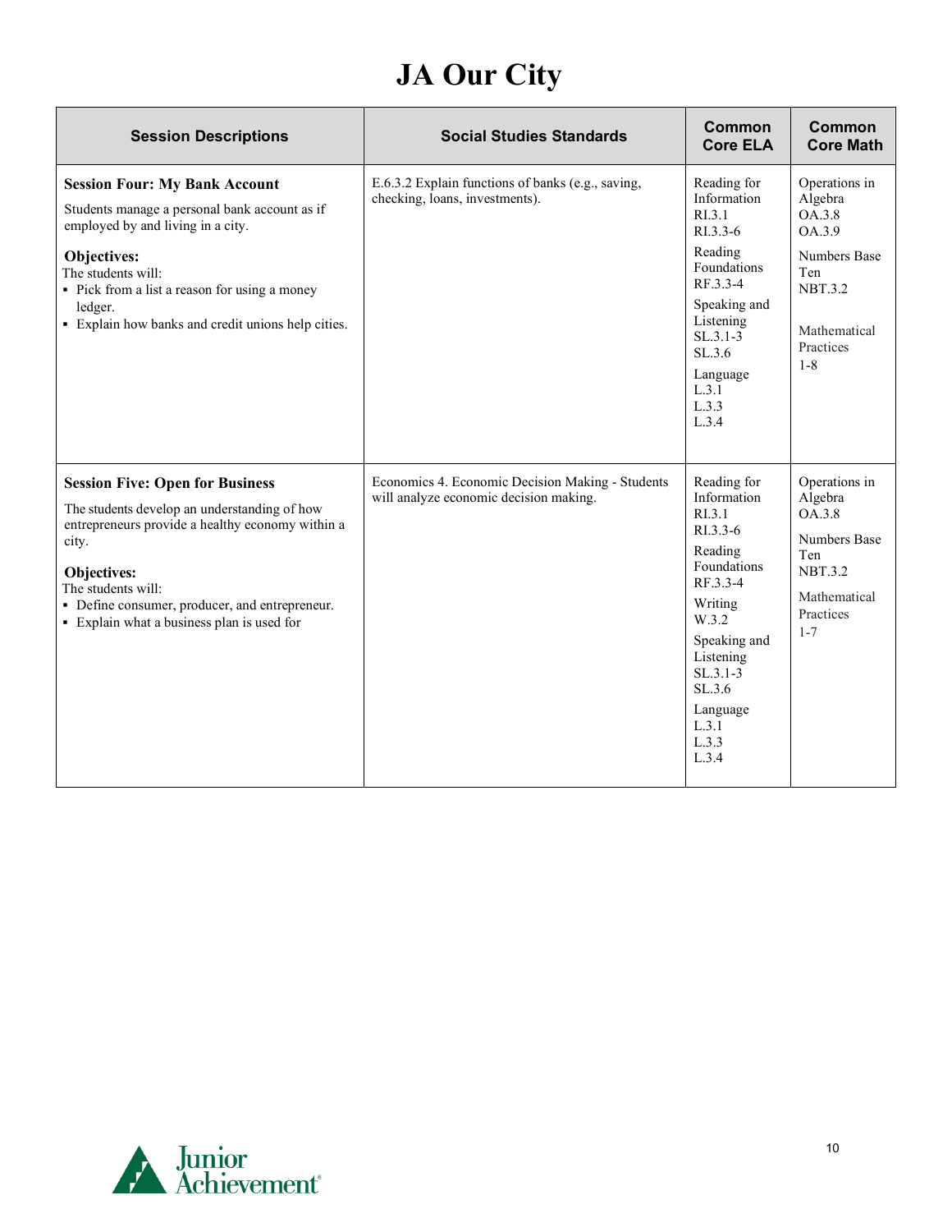# JA Our City

| Session Descriptions | Social Studies Standards | Common Core ELA | Common Core Math |
|---|---|---|---|
| **Session Four: My Bank Account**<br>Students manage a personal bank account as if employed by and living in a city.<br>**Objectives:**<br>The students will:<br>▪ Pick from a list a reason for using a money ledger.<br>▪ Explain how banks and credit unions help cities. | E.6.3.2 Explain functions of banks (e.g., saving, checking, loans, investments). | Reading for Information<br>RI.3.1<br>RI.3.3-6<br>Reading Foundations<br>RF.3.3-4<br>Speaking and Listening<br>SL.3.1-3<br>SL.3.6<br>Language<br>L.3.1<br>L.3.3<br>L.3.4 | Operations in Algebra<br>OA.3.8<br>OA.3.9<br>Numbers Base Ten<br>NBT.3.2<br>Mathematical Practices<br>1-8 |
| **Session Five: Open for Business**<br>The students develop an understanding of how entrepreneurs provide a healthy economy within a city.<br>**Objectives:**<br>The students will:<br>▪ Define consumer, producer, and entrepreneur.<br>▪ Explain what a business plan is used for | Economics 4. Economic Decision Making - Students will analyze economic decision making. | Reading for Information<br>RI.3.1<br>RI.3.3-6<br>Reading Foundations<br>RF.3.3-4<br>Writing<br>W.3.2<br>Speaking and Listening<br>SL.3.1-3<br>SL.3.6<br>Language<br>L.3.1<br>L.3.3<br>L.3.4 | Operations in Algebra<br>OA.3.8<br>Numbers Base Ten<br>NBT.3.2<br>Mathematical Practices<br>1-7 |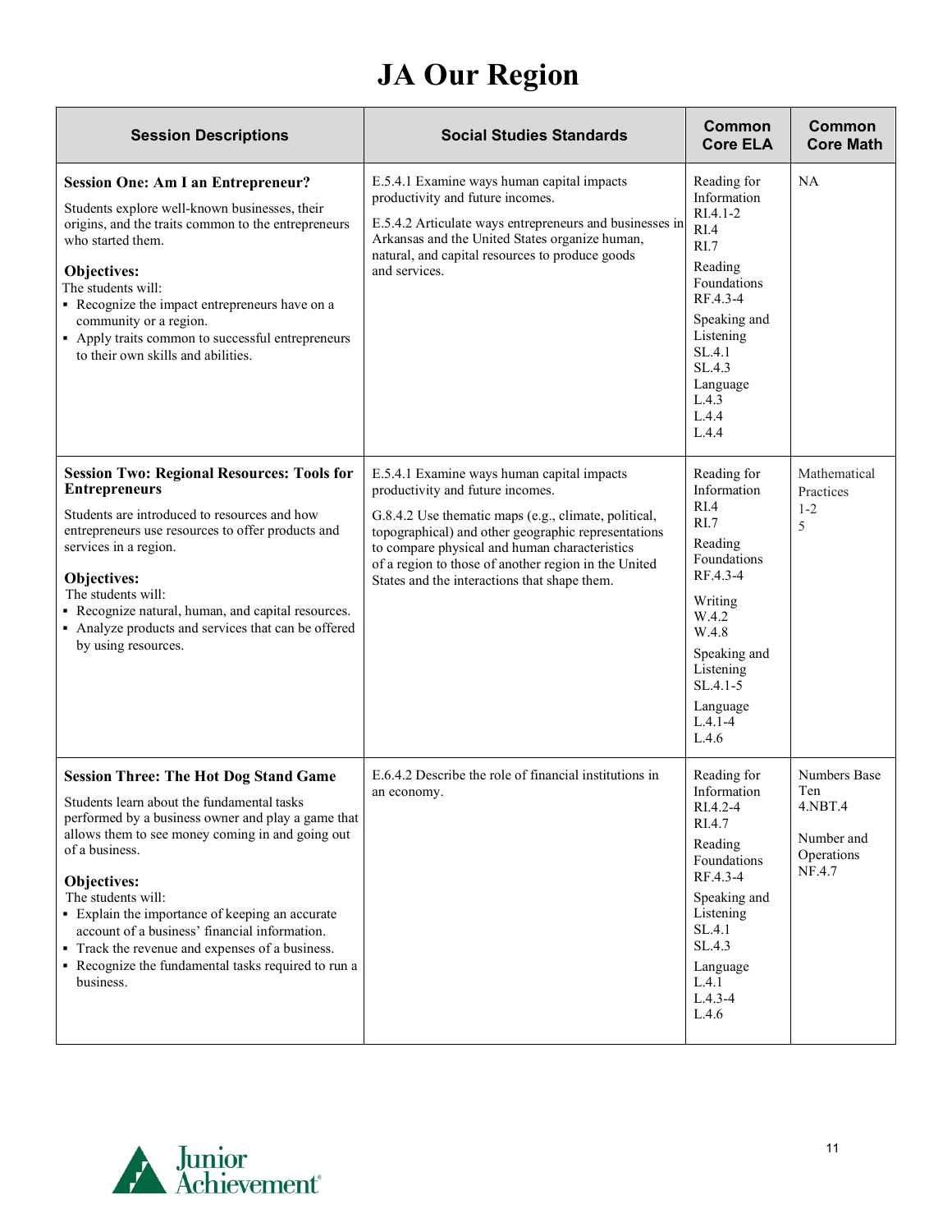# JA Our Region

| Session Descriptions | Social Studies Standards | Common Core ELA | Common Core Math |
|---|---|---|---|
| **Session One: Am I an Entrepreneur?**<br>Students explore well-known businesses, their origins, and the traits common to the entrepreneurs who started them.<br>**Objectives:**<br>The students will:<br>▪ Recognize the impact entrepreneurs have on a community or a region.<br>▪ Apply traits common to successful entrepreneurs to their own skills and abilities. | E.5.4.1 Examine ways human capital impacts productivity and future incomes.<br>E.5.4.2 Articulate ways entrepreneurs and businesses in Arkansas and the United States organize human, natural, and capital resources to produce goods and services. | Reading for Information<br>RI.4.1-2<br>RI.4<br>RI.7<br>Reading Foundations<br>RF.4.3-4<br>Speaking and Listening<br>SL.4.1<br>SL.4.3<br>Language<br>L.4.3<br>L.4.4<br>L.4.4 | NA |
| **Session Two: Regional Resources: Tools for Entrepreneurs**<br>Students are introduced to resources and how entrepreneurs use resources to offer products and services in a region.<br>**Objectives:**<br>The students will:<br>▪ Recognize natural, human, and capital resources.<br>▪ Analyze products and services that can be offered by using resources. | E.5.4.1 Examine ways human capital impacts productivity and future incomes.<br>G.8.4.2 Use thematic maps (e.g., climate, political, topographical) and other geographic representations to compare physical and human characteristics of a region to those of another region in the United States and the interactions that shape them. | Reading for Information<br>RI.4<br>RI.7<br>Reading Foundations<br>RF.4.3-4<br>Writing<br>W.4.2<br>W.4.8<br>Speaking and Listening<br>SL.4.1-5<br>Language<br>L.4.1-4<br>L.4.6 | Mathematical Practices<br>1-2<br>5 |
| **Session Three: The Hot Dog Stand Game**<br>Students learn about the fundamental tasks performed by a business owner and play a game that allows them to see money coming in and going out of a business.<br>**Objectives:**<br>The students will:<br>▪ Explain the importance of keeping an accurate account of a business' financial information.<br>▪ Track the revenue and expenses of a business.<br>▪ Recognize the fundamental tasks required to run a business. | E.6.4.2 Describe the role of financial institutions in an economy. | Reading for Information<br>RI.4.2-4<br>RI.4.7<br>Reading Foundations<br>RF.4.3-4<br>Speaking and Listening<br>SL.4.1<br>SL.4.3<br>Language<br>L.4.1<br>L.4.3-4<br>L.4.6 | Numbers Base Ten<br>4.NBT.4<br>Number and Operations<br>NF.4.7 |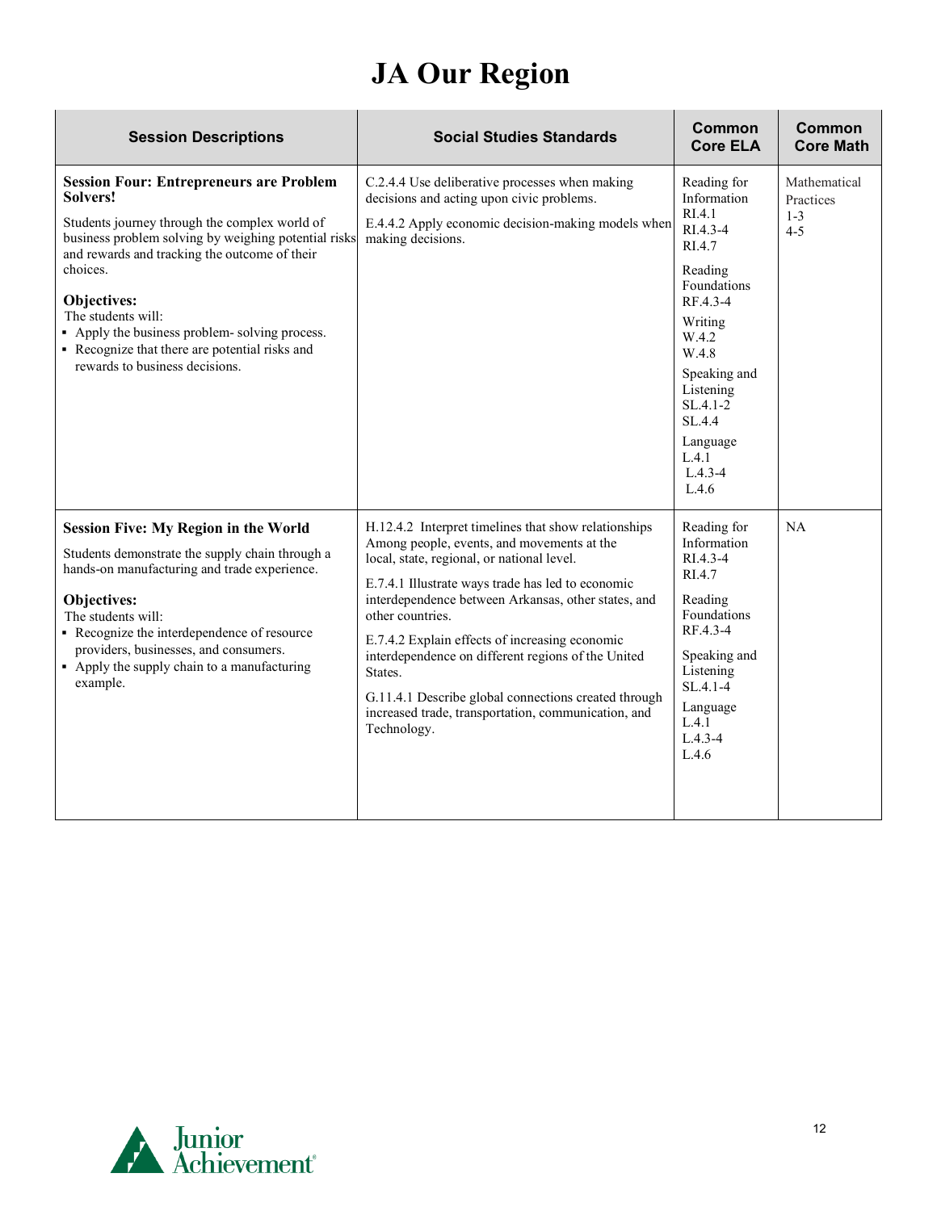# JA Our Region

| Session Descriptions | Social Studies Standards | Common Core ELA | Common Core Math |
|---|---|---|---|
| **Session Four: Entrepreneurs are Problem Solvers!**<br><br>Students journey through the complex world of business problem solving by weighing potential risks and rewards and tracking the outcome of their choices.<br><br>**Objectives:**<br>The students will:<br>▪ Apply the business problem- solving process.<br>▪ Recognize that there are potential risks and rewards to business decisions. | C.2.4.4 Use deliberative processes when making decisions and acting upon civic problems.<br><br>E.4.4.2 Apply economic decision-making models when making decisions. | Reading for Information<br>RI.4.1<br>RI.4.3-4<br>RI.4.7<br><br>Reading Foundations<br>RF.4.3-4<br><br>Writing<br>W.4.2<br>W.4.8<br><br>Speaking and Listening<br>SL.4.1-2<br>SL.4.4<br><br>Language<br>L.4.1<br>L.4.3-4<br>L.4.6 | Mathematical Practices<br>1-3<br>4-5 |
| **Session Five: My Region in the World**<br><br>Students demonstrate the supply chain through a hands-on manufacturing and trade experience.<br><br>**Objectives:**<br>The students will:<br>▪ Recognize the interdependence of resource providers, businesses, and consumers.<br>▪ Apply the supply chain to a manufacturing example. | H.12.4.2 Interpret timelines that show relationships Among people, events, and movements at the local, state, regional, or national level.<br><br>E.7.4.1 Illustrate ways trade has led to economic interdependence between Arkansas, other states, and other countries.<br><br>E.7.4.2 Explain effects of increasing economic interdependence on different regions of the United States.<br><br>G.11.4.1 Describe global connections created through increased trade, transportation, communication, and Technology. | Reading for Information<br>RI.4.3-4<br>RI.4.7<br><br>Reading Foundations<br>RF.4.3-4<br><br>Speaking and Listening<br>SL.4.1-4<br><br>Language<br>L.4.1<br>L.4.3-4<br>L.4.6 | NA |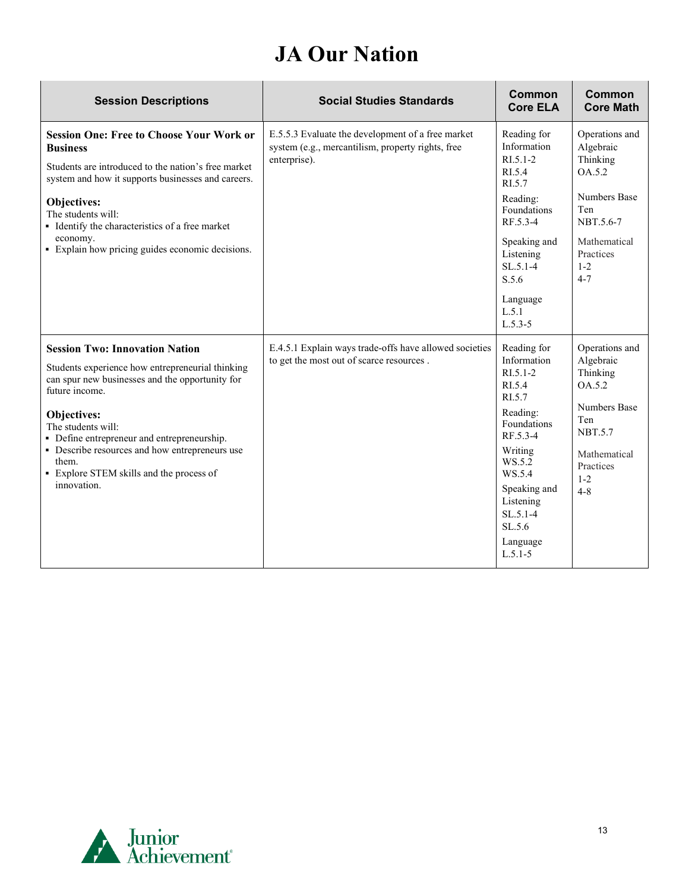# JA Our Nation

| Session Descriptions | Social Studies Standards | Common Core ELA | Common Core Math |
|---|---|---|---|
| **Session One: Free to Choose Your Work or Business**<br><br>Students are introduced to the nation's free market system and how it supports businesses and careers.<br><br>**Objectives:**<br>The students will:<br>▪ Identify the characteristics of a free market economy.<br>▪ Explain how pricing guides economic decisions. | E.5.5.3 Evaluate the development of a free market system (e.g., mercantilism, property rights, free enterprise). | Reading for Information<br>RI.5.1-2<br>RI.5.4<br>RI.5.7<br><br>Reading: Foundations<br>RF.5.3-4<br><br>Speaking and Listening<br>SL.5.1-4<br>S.5.6<br><br>Language<br>L.5.1<br>L.5.3-5 | Operations and Algebraic Thinking<br>OA.5.2<br><br>Numbers Base Ten<br>NBT.5.6-7<br><br>Mathematical Practices<br>1-2<br>4-7 |
| **Session Two: Innovation Nation**<br><br>Students experience how entrepreneurial thinking can spur new businesses and the opportunity for future income.<br><br>**Objectives:**<br>The students will:<br>▪ Define entrepreneur and entrepreneurship.<br>▪ Describe resources and how entrepreneurs use them.<br>▪ Explore STEM skills and the process of innovation. | E.4.5.1 Explain ways trade-offs have allowed societies to get the most out of scarce resources . | Reading for Information<br>RI.5.1-2<br>RI.5.4<br>RI.5.7<br><br>Reading: Foundations<br>RF.5.3-4<br><br>Writing<br>WS.5.2<br>WS.5.4<br><br>Speaking and Listening<br>SL.5.1-4<br>SL.5.6<br><br>Language<br>L.5.1-5 | Operations and Algebraic Thinking<br>OA.5.2<br><br>Numbers Base Ten<br>NBT.5.7<br><br>Mathematical Practices<br>1-2<br>4-8 |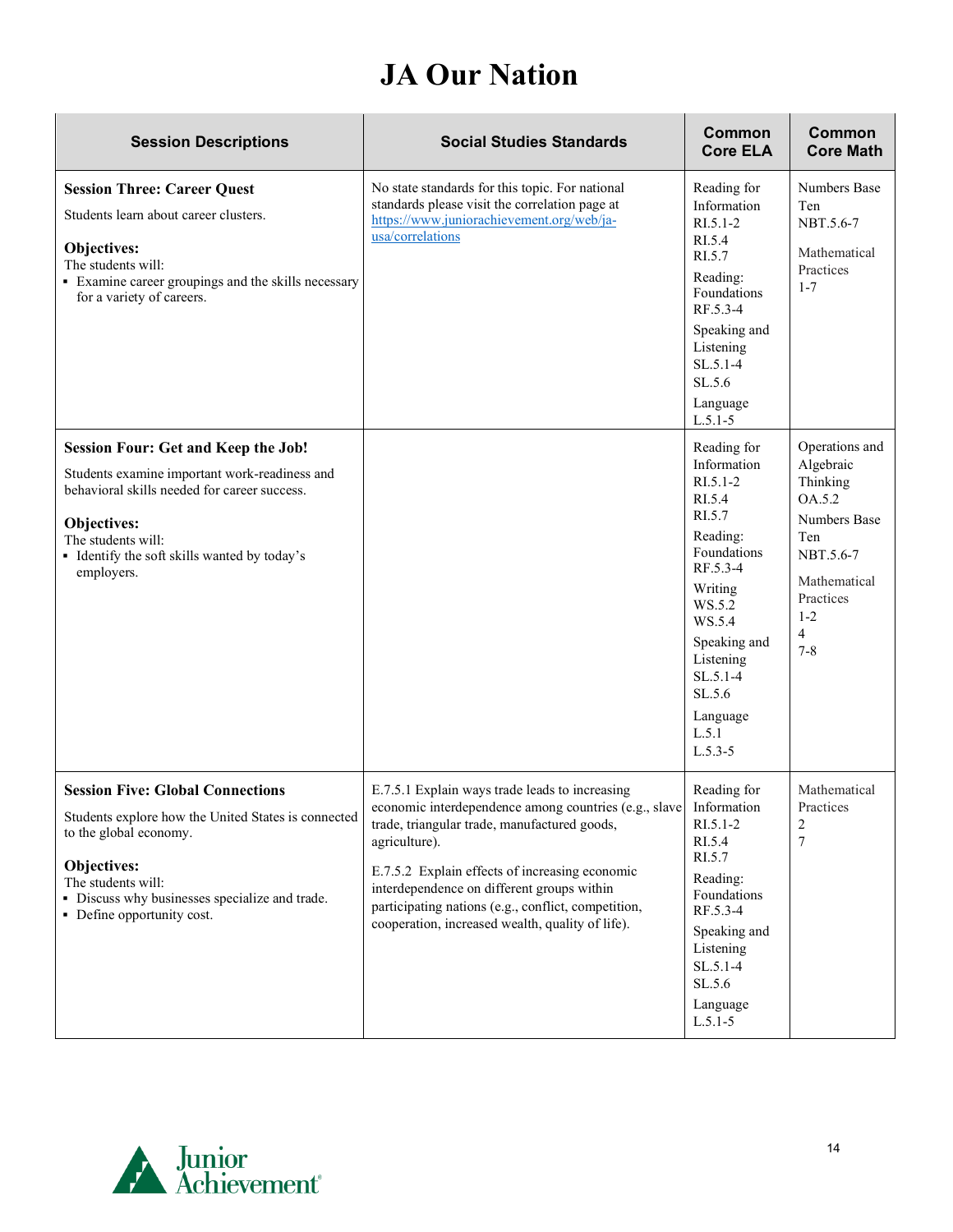# JA Our Nation

| Session Descriptions | Social Studies Standards | Common Core ELA | Common Core Math |
|---|---|---|---|
| **Session Three: Career Quest**<br>Students learn about career clusters.<br>**Objectives:**<br>The students will:<br>▪ Examine career groupings and the skills necessary for a variety of careers. | No state standards for this topic. For national standards please visit the correlation page at https://www.juniorachievement.org/web/ja-usa/correlations | Reading for Information<br>RI.5.1-2<br>RI.5.4<br>RI.5.7<br>Reading: Foundations<br>RF.5.3-4<br>Speaking and Listening<br>SL.5.1-4<br>SL.5.6<br>Language<br>L.5.1-5 | Numbers Base Ten<br>NBT.5.6-7<br>Mathematical Practices<br>1-7 |
| **Session Four: Get and Keep the Job!**<br>Students examine important work-readiness and behavioral skills needed for career success.<br>**Objectives:**<br>The students will:<br>▪ Identify the soft skills wanted by today's employers. | | Reading for Information<br>RI.5.1-2<br>RI.5.4<br>RI.5.7<br>Reading: Foundations<br>RF.5.3-4<br>Writing<br>WS.5.2<br>WS.5.4<br>Speaking and Listening<br>SL.5.1-4<br>SL.5.6<br>Language<br>L.5.1<br>L.5.3-5 | Operations and Algebraic Thinking<br>OA.5.2<br>Numbers Base Ten<br>NBT.5.6-7<br>Mathematical Practices<br>1-2<br>4<br>7-8 |
| **Session Five: Global Connections**<br>Students explore how the United States is connected to the global economy.<br>**Objectives:**<br>The students will:<br>▪ Discuss why businesses specialize and trade.<br>▪ Define opportunity cost. | E.7.5.1 Explain ways trade leads to increasing economic interdependence among countries (e.g., slave trade, triangular trade, manufactured goods, agriculture).<br>E.7.5.2 Explain effects of increasing economic interdependence on different groups within participating nations (e.g., conflict, competition, cooperation, increased wealth, quality of life). | Reading for Information<br>RI.5.1-2<br>RI.5.4<br>RI.5.7<br>Reading: Foundations<br>RF.5.3-4<br>Speaking and Listening<br>SL.5.1-4<br>SL.5.6<br>Language<br>L.5.1-5 | Mathematical Practices<br>2<br>7 |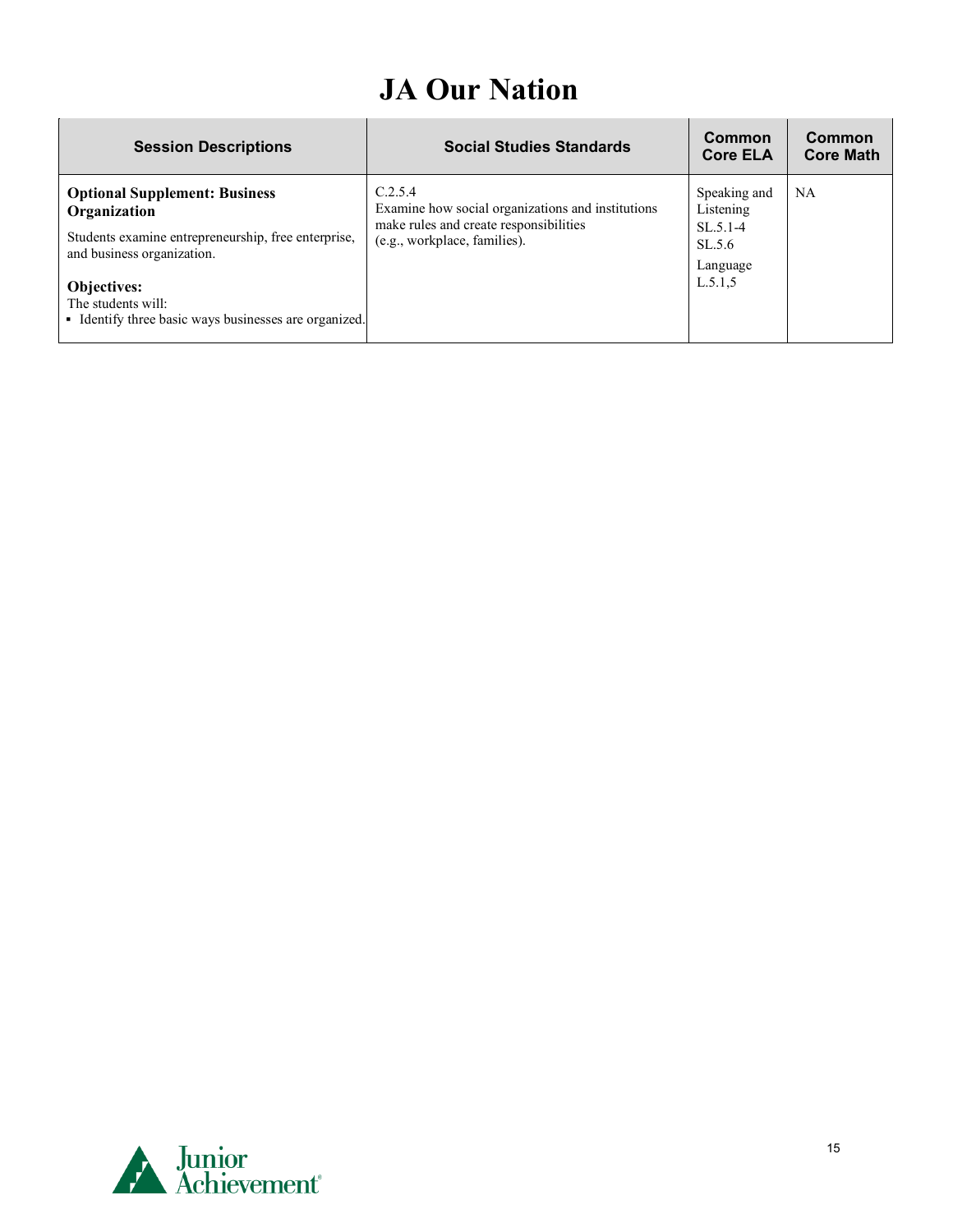# JA Our Nation

| Session Descriptions | Social Studies Standards | Common Core ELA | Common Core Math |
|---|---|---|---|
| **Optional Supplement: Business Organization**<br><br>Students examine entrepreneurship, free enterprise, and business organization.<br><br>**Objectives:**<br>The students will:<br>▪ Identify three basic ways businesses are organized. | C.2.5.4<br>Examine how social organizations and institutions make rules and create responsibilities (e.g., workplace, families). | Speaking and Listening<br>SL.5.1-4<br>SL.5.6<br>Language<br>L.5.1,5 | NA |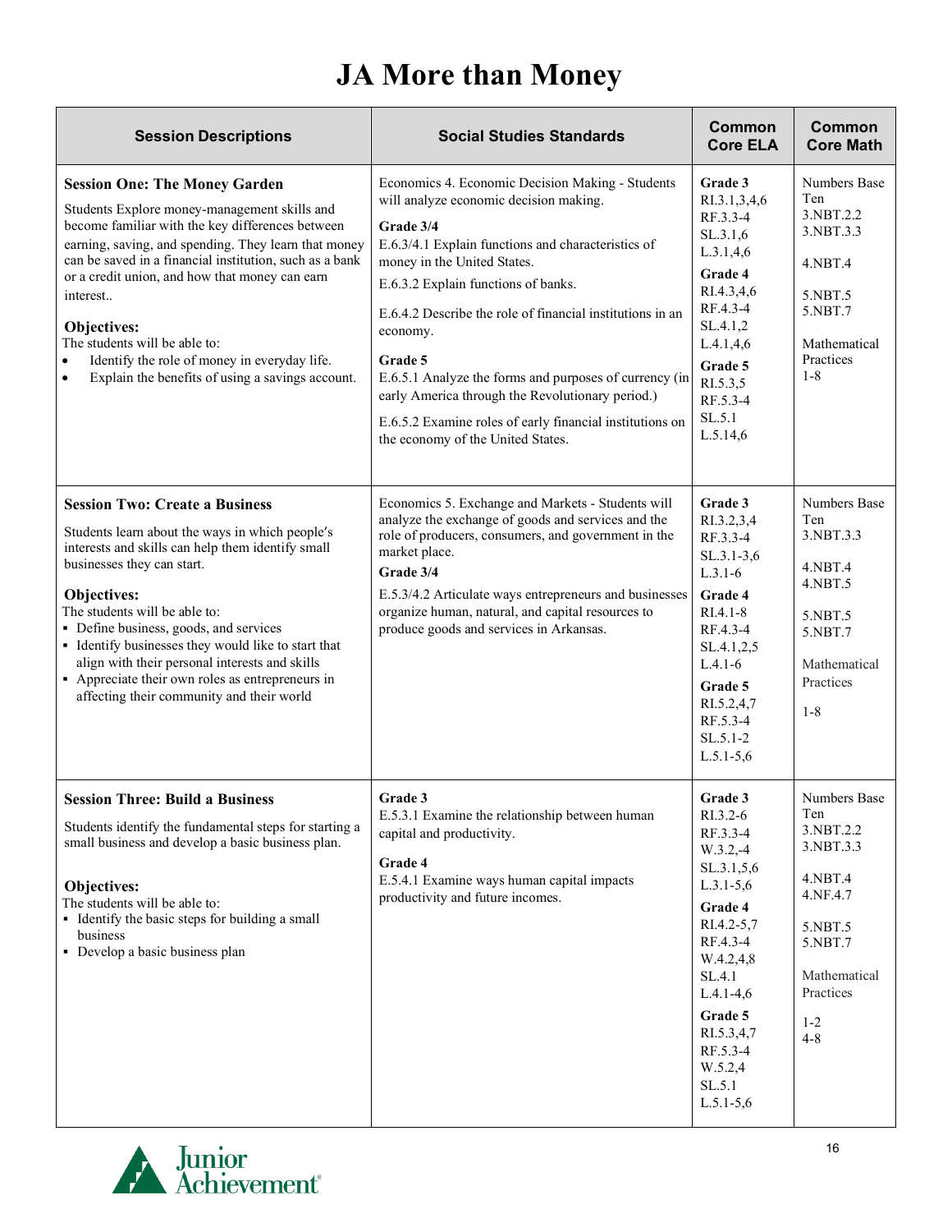# JA More than Money

| Session Descriptions | Social Studies Standards | Common Core ELA | Common Core Math |
|---|---|---|---|
| **Session One: The Money Garden**<br>Students Explore money-management skills and become familiar with the key differences between earning, saving, and spending. They learn that money can be saved in a financial institution, such as a bank or a credit union, and how that money can earn interest..<br>**Objectives:**<br>The students will be able to:<br>• Identify the role of money in everyday life.<br>• Explain the benefits of using a savings account. | Economics 4. Economic Decision Making - Students will analyze economic decision making.<br>**Grade 3/4**<br>E.6.3/4.1 Explain functions and characteristics of money in the United States.<br>E.6.3.2 Explain functions of banks.<br>E.6.4.2 Describe the role of financial institutions in an economy.<br>**Grade 5**<br>E.6.5.1 Analyze the forms and purposes of currency (in early America through the Revolutionary period.)<br>E.6.5.2 Examine roles of early financial institutions on the economy of the United States. | **Grade 3**<br>RI.3.1,3,4,6<br>RF.3.3-4<br>SL.3.1,6<br>L.3.1,4,6<br>**Grade 4**<br>RI.4.3,4,6<br>RF.4.3-4<br>SL.4.1,2<br>L.4.1,4,6<br>**Grade 5**<br>RI.5.3,5<br>RF.5.3-4<br>SL.5.1<br>L.5.14,6 | Numbers Base Ten<br>3.NBT.2.2<br>3.NBT.3.3<br>4.NBT.4<br>5.NBT.5<br>5.NBT.7<br>Mathematical Practices<br>1-8 |
| **Session Two: Create a Business**<br>Students learn about the ways in which people's interests and skills can help them identify small businesses they can start.<br>**Objectives:**<br>The students will be able to:<br>▪ Define business, goods, and services<br>▪ Identify businesses they would like to start that align with their personal interests and skills<br>▪ Appreciate their own roles as entrepreneurs in affecting their community and their world | Economics 5. Exchange and Markets - Students will analyze the exchange of goods and services and the role of producers, consumers, and government in the market place.<br>**Grade 3/4**<br>E.5.3/4.2 Articulate ways entrepreneurs and businesses organize human, natural, and capital resources to produce goods and services in Arkansas. | **Grade 3**<br>RI.3.2,3,4<br>RF.3.3-4<br>SL.3.1-3,6<br>L.3.1-6<br>**Grade 4**<br>RI.4.1-8<br>RF.4.3-4<br>SL.4.1,2,5<br>L.4.1-6<br>**Grade 5**<br>RI.5.2,4,7<br>RF.5.3-4<br>SL.5.1-2<br>L.5.1-5,6 | Numbers Base Ten<br>3.NBT.3.3<br>4.NBT.4<br>4.NBT.5<br>5.NBT.5<br>5.NBT.7<br>Mathematical Practices<br>1-8 |
| **Session Three: Build a Business**<br>Students identify the fundamental steps for starting a small business and develop a basic business plan.<br>**Objectives:**<br>The students will be able to:<br>▪ Identify the basic steps for building a small business<br>▪ Develop a basic business plan | **Grade 3**<br>E.5.3.1 Examine the relationship between human capital and productivity.<br>**Grade 4**<br>E.5.4.1 Examine ways human capital impacts productivity and future incomes. | **Grade 3**<br>RI.3.2-6<br>RF.3.3-4<br>W.3.2,-4<br>SL.3.1,5,6<br>L.3.1-5,6<br>**Grade 4**<br>RI.4.2-5,7<br>RF.4.3-4<br>W.4.2,4,8<br>SL.4.1<br>L.4.1-4,6<br>**Grade 5**<br>RI.5.3,4,7<br>RF.5.3-4<br>W.5.2,4<br>SL.5.1<br>L.5.1-5,6 | Numbers Base Ten<br>3.NBT.2.2<br>3.NBT.3.3<br>4.NBT.4<br>4.NF.4.7<br>5.NBT.5<br>5.NBT.7<br>Mathematical Practices<br>1-2<br>4-8 |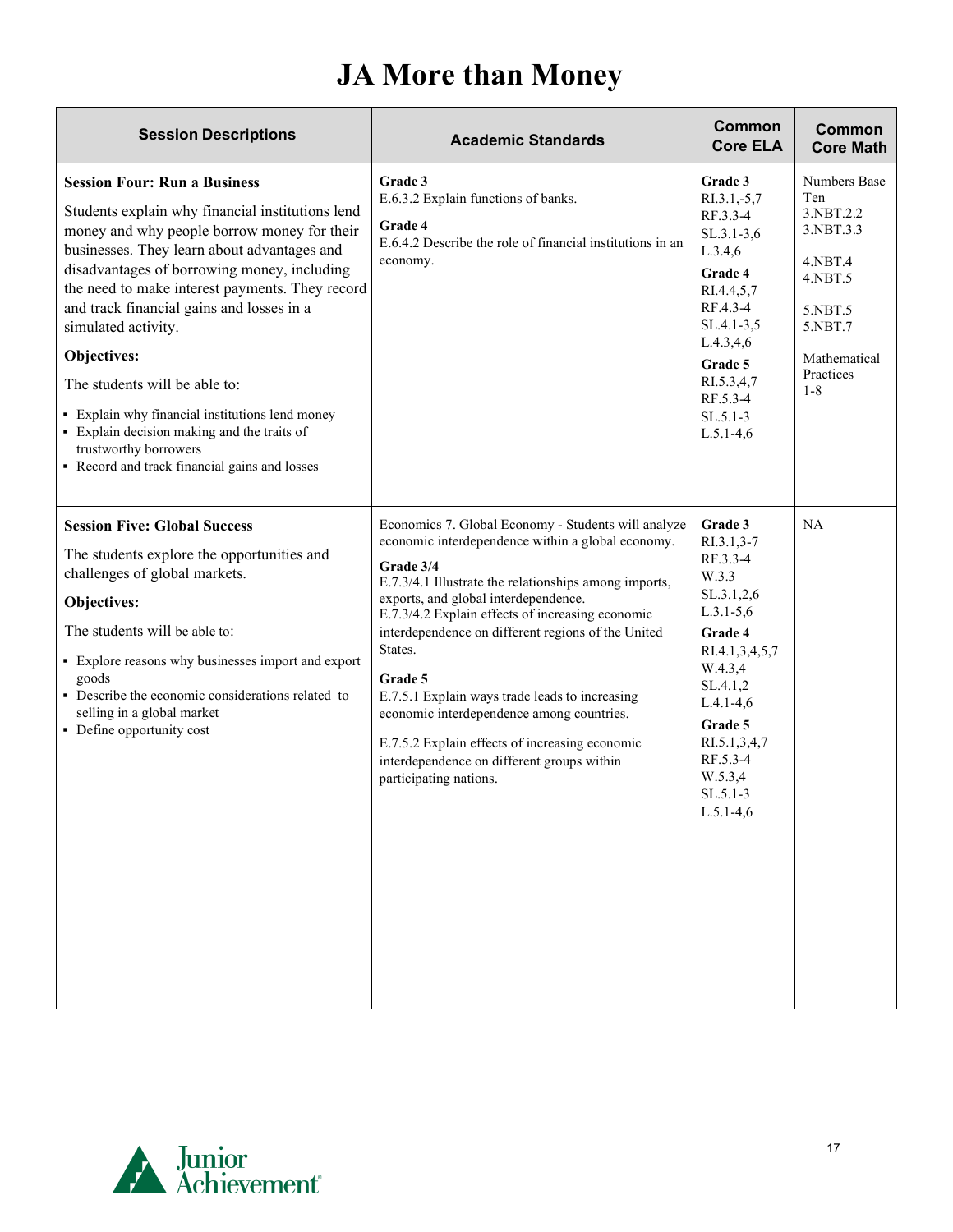# JA More than Money

| Session Descriptions | Academic Standards | Common Core ELA | Common Core Math |
|---|---|---|---|
| **Session Four: Run a Business**<br><br>Students explain why financial institutions lend money and why people borrow money for their businesses. They learn about advantages and disadvantages of borrowing money, including the need to make interest payments. They record and track financial gains and losses in a simulated activity.<br><br>**Objectives:**<br><br>The students will be able to:<br><br>▪ Explain why financial institutions lend money<br>▪ Explain decision making and the traits of trustworthy borrowers<br>▪ Record and track financial gains and losses | **Grade 3**<br>E.6.3.2 Explain functions of banks.<br><br>**Grade 4**<br>E.6.4.2 Describe the role of financial institutions in an economy. | **Grade 3**<br>RI.3.1,-5,7<br>RF.3.3-4<br>SL.3.1-3,6<br>L.3.4,6<br>**Grade 4**<br>RI.4.4,5,7<br>RF.4.3-4<br>SL.4.1-3,5<br>L.4.3,4,6<br>**Grade 5**<br>RI.5.3,4,7<br>RF.5.3-4<br>SL.5.1-3<br>L.5.1-4,6 | Numbers Base Ten<br>3.NBT.2.2<br>3.NBT.3.3<br><br>4.NBT.4<br>4.NBT.5<br><br>5.NBT.5<br>5.NBT.7<br><br>Mathematical Practices<br>1-8 |
| **Session Five: Global Success**<br><br>The students explore the opportunities and challenges of global markets.<br><br>**Objectives:**<br><br>The students will be able to:<br><br>▪ Explore reasons why businesses import and export goods<br>▪ Describe the economic considerations related to selling in a global market<br>▪ Define opportunity cost | Economics 7. Global Economy - Students will analyze economic interdependence within a global economy.<br><br>**Grade 3/4**<br>E.7.3/4.1 Illustrate the relationships among imports, exports, and global interdependence.<br>E.7.3/4.2 Explain effects of increasing economic interdependence on different regions of the United States.<br><br>**Grade 5**<br>E.7.5.1 Explain ways trade leads to increasing economic interdependence among countries.<br><br>E.7.5.2 Explain effects of increasing economic interdependence on different groups within participating nations. | **Grade 3**<br>RI.3.1,3-7<br>RF.3.3-4<br>W.3.3<br>SL.3.1,2,6<br>L.3.1-5,6<br>**Grade 4**<br>RI.4.1,3,4,5,7<br>W.4.3,4<br>SL.4.1,2<br>L.4.1-4,6<br>**Grade 5**<br>RI.5.1,3,4,7<br>RF.5.3-4<br>W.5.3,4<br>SL.5.1-3<br>L.5.1-4,6 | NA |